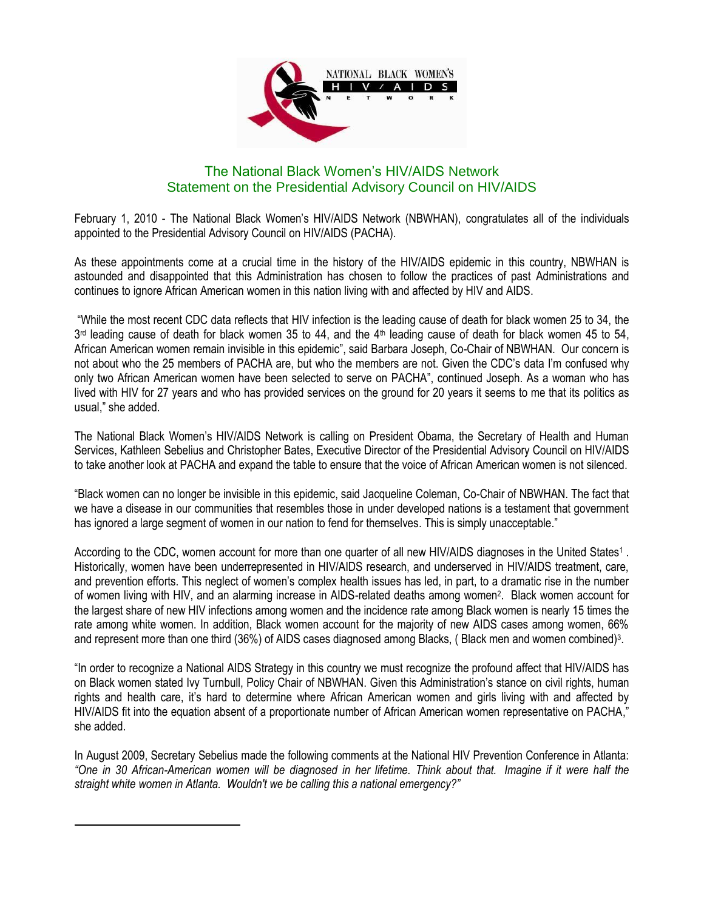NATIONAL BLACK WOMEN'S HIV/AIDS NETWORK

## The National Black Women's HIV/AIDS Network Statement on the Presidential Advisory Council on HIV/AIDS

February 1, 2010 - The National Black Women's HIV/AIDS Network (NBWHAN), congratulates all of the individuals appointed to the Presidential Advisory Council on HIV/AIDS (PACHA).

As these appointments come at a crucial time in the history of the HIV/AIDS epidemic in this country, NBWHAN is astounded and disappointed that this Administration has chosen to follow the practices of past Administrations and continues to ignore African American women in this nation living with and affected by HIV and AIDS.

"While the most recent CDC data reflects that HIV infection is the leading cause of death for black women 25 to 34, the 3rd leading cause of death for black women 35 to 44, and the 4th leading cause of death for black women 45 to 54, African American women remain invisible in this epidemic", said Barbara Joseph, Co-Chair of NBWHAN. Our concern is not about who the 25 members of PACHA are, but who the members are not. Given the CDC's data I'm confused why only two African American women have been selected to serve on PACHA", continued Joseph. As a woman who has lived with HIV for 27 years and who has provided services on the ground for 20 years it seems to me that its politics as usual," she added.

The National Black Women's HIV/AIDS Network is calling on President Obama, the Secretary of Health and Human Services, Kathleen Sebelius and Christopher Bates, Executive Director of the Presidential Advisory Council on HIV/AIDS to take another look at PACHA and expand the table to ensure that the voice of African American women is not silenced.

"Black women can no longer be invisible in this epidemic, said Jacqueline Coleman, Co-Chair of NBWHAN. The fact that we have a disease in our communities that resembles those in under developed nations is a testament that government has ignored a large segment of women in our nation to fend for themselves. This is simply unacceptable."

According to the CDC, women account for more than one quarter of all new HIV/AIDS diagnoses in the United States[1]. Historically, women have been underrepresented in HIV/AIDS research, and underserved in HIV/AIDS treatment, care, and prevention efforts. This neglect of women's complex health issues has led, in part, to a dramatic rise in the number of women living with HIV, and an alarming increase in AIDS-related deaths among women[2]. Black women account for the largest share of new HIV infections among women and the incidence rate among Black women is nearly 15 times the rate among white women. In addition, Black women account for the majority of new AIDS cases among women, 66% and represent more than one third (36%) of AIDS cases diagnosed among Blacks, ( Black men and women combined)[3].

"In order to recognize a National AIDS Strategy in this country we must recognize the profound affect that HIV/AIDS has on Black women stated Ivy Turnbull, Policy Chair of NBWHAN. Given this Administration's stance on civil rights, human rights and health care, it's hard to determine where African American women and girls living with and affected by HIV/AIDS fit into the equation absent of a proportionate number of African American women representative on PACHA," she added.

In August 2009, Secretary Sebelius made the following comments at the National HIV Prevention Conference in Atlanta: *"One in 30 African-American women will be diagnosed in her lifetime. Think about that. Imagine if it were half the straight white women in Atlanta. Wouldn't we be calling this a national emergency?"*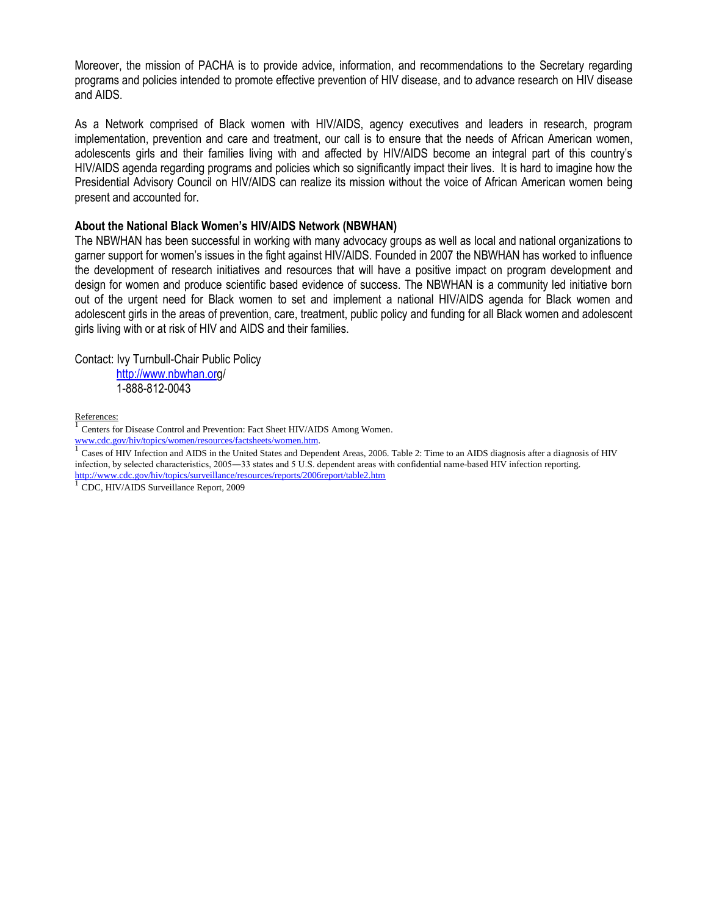Moreover, the mission of PACHA is to provide advice, information, and recommendations to the Secretary regarding programs and policies intended to promote effective prevention of HIV disease, and to advance research on HIV disease and AIDS.

As a Network comprised of Black women with HIV/AIDS, agency executives and leaders in research, program implementation, prevention and care and treatment, our call is to ensure that the needs of African American women, adolescents girls and their families living with and affected by HIV/AIDS become an integral part of this country's HIV/AIDS agenda regarding programs and policies which so significantly impact their lives. It is hard to imagine how the Presidential Advisory Council on HIV/AIDS can realize its mission without the voice of African American women being present and accounted for.

**About the National Black Women's HIV/AIDS Network (NBWHAN)**

The NBWHAN has been successful in working with many advocacy groups as well as local and national organizations to garner support for women's issues in the fight against HIV/AIDS. Founded in 2007 the NBWHAN has worked to influence the development of research initiatives and resources that will have a positive impact on program development and design for women and produce scientific based evidence of success. The NBWHAN is a community led initiative born out of the urgent need for Black women to set and implement a national HIV/AIDS agenda for Black women and adolescent girls in the areas of prevention, care, treatment, public policy and funding for all Black women and adolescent girls living with or at risk of HIV and AIDS and their families.

Contact: Ivy Turnbull-Chair Public Policy
http://www.nbwhan.org/
1-888-812-0043

References:

[1] Centers for Disease Control and Prevention: Fact Sheet HIV/AIDS Among Women. www.cdc.gov/hiv/topics/women/resources/factsheets/women.htm.

[1] Cases of HIV Infection and AIDS in the United States and Dependent Areas, 2006. Table 2: Time to an AIDS diagnosis after a diagnosis of HIV infection, by selected characteristics, 2005—33 states and 5 U.S. dependent areas with confidential name-based HIV infection reporting. http://www.cdc.gov/hiv/topics/surveillance/resources/reports/2006report/table2.htm

[1] CDC, HIV/AIDS Surveillance Report, 2009